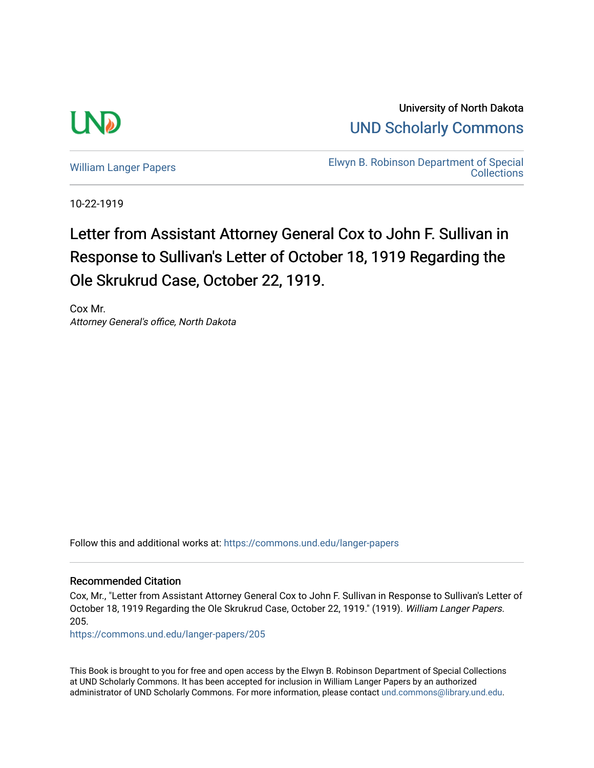University of North Dakota

UND Scholarly Commons

William Langer Papers

Elwyn B. Robinson Department of Special Collections

10-22-1919

# Letter from Assistant Attorney General Cox to John F. Sullivan in Response to Sullivan's Letter of October 18, 1919 Regarding the Ole Skrukrud Case, October 22, 1919.

Cox Mr.

*Attorney General's office, North Dakota*

Follow this and additional works at: https://commons.und.edu/langer-papers

## Recommended Citation

Cox, Mr., "Letter from Assistant Attorney General Cox to John F. Sullivan in Response to Sullivan's Letter of October 18, 1919 Regarding the Ole Skrukrud Case, October 22, 1919." (1919). *William Langer Papers*. 205.

https://commons.und.edu/langer-papers/205

This Book is brought to you for free and open access by the Elwyn B. Robinson Department of Special Collections at UND Scholarly Commons. It has been accepted for inclusion in William Langer Papers by an authorized administrator of UND Scholarly Commons. For more information, please contact und.commons@library.und.edu.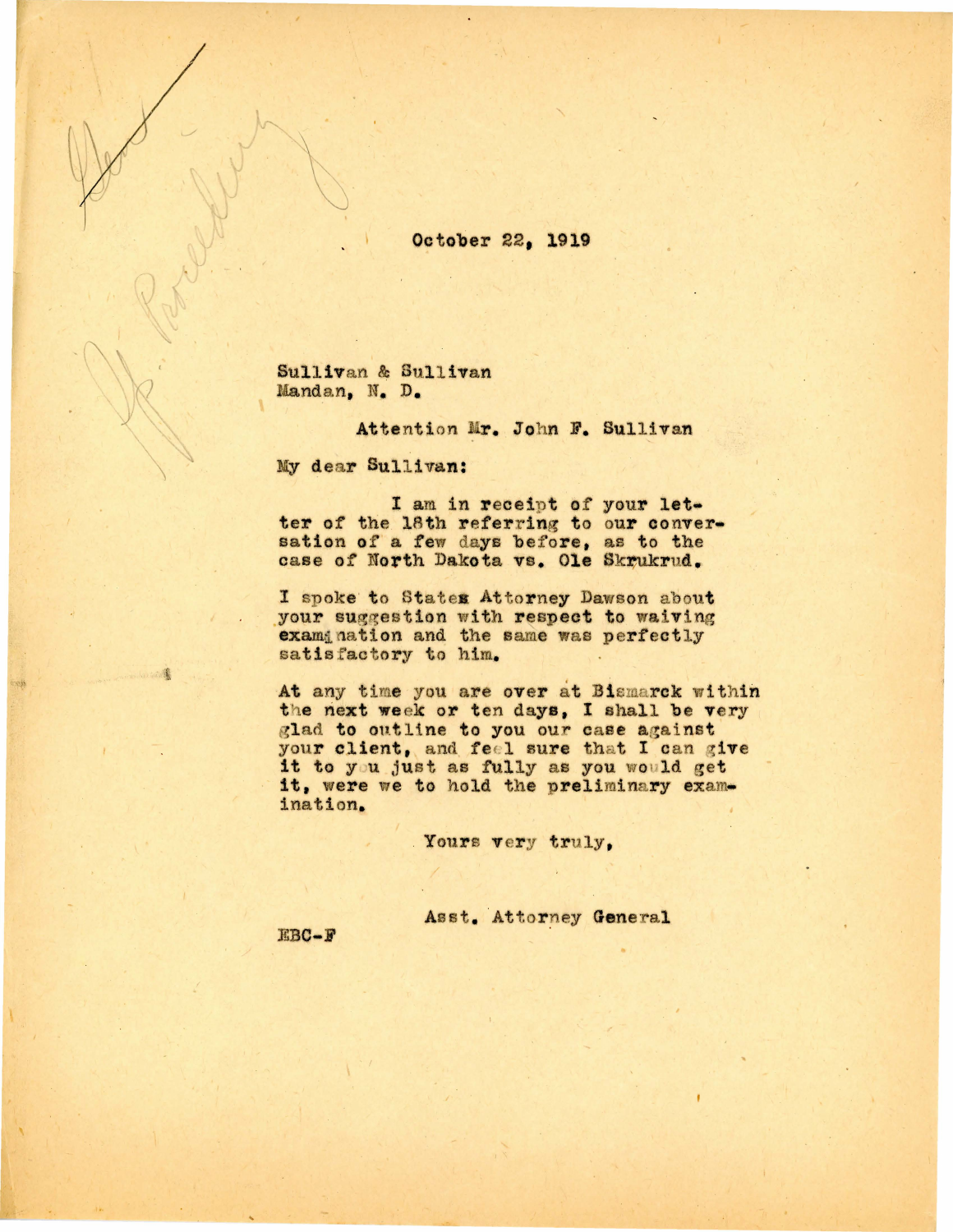October 22, 1919

Sullivan & Sullivan
Mandan, N. D.

Attention Mr. John F. Sullivan

My dear Sullivan:

I am in receipt of your letter of the 18th referring to our conversation of a few days before, as to the case of North Dakota vs. Ole Skrukrud.

I spoke to States Attorney Dawson about your suggestion with respect to waiving examination and the same was perfectly satisfactory to him.

At any time you are over at Bismarck within the next week or ten days, I shall be very glad to outline to you our case against your client, and feel sure that I can give it to you just as fully as you would get it, were we to hold the preliminary examination.

Yours very truly,

Asst. Attorney General

EBC-F